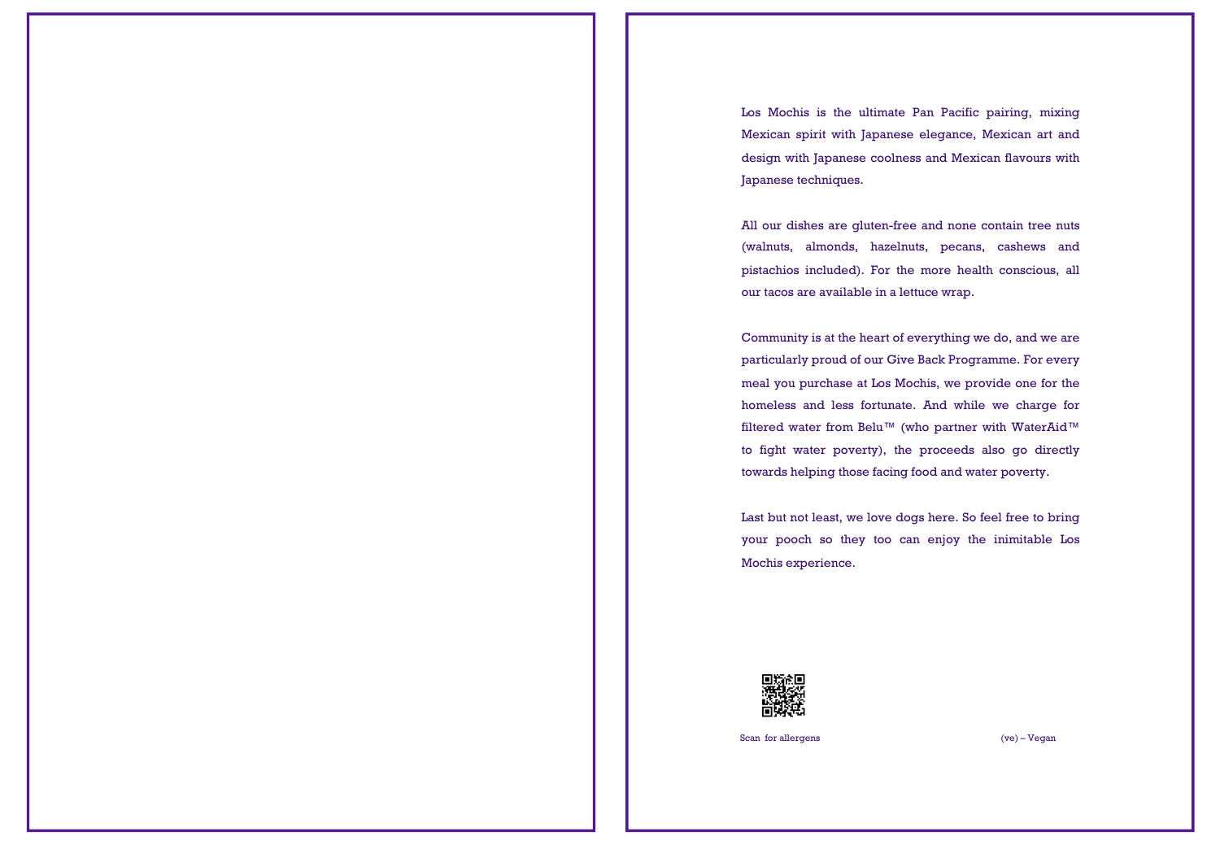Los Mochis is the ultimate Pan Pacific pairing, mixing Mexican spirit with Japanese elegance, Mexican art and design with Japanese coolness and Mexican flavours with Japanese techniques.

All our dishes are gluten-free and none contain tree nuts (walnuts, almonds, hazelnuts, pecans, cashews and pistachios included). For the more health conscious, all our tacos are available in a lettuce wrap.

Community is at the heart of everything we do, and we are particularly proud of our Give Back Programme. For every meal you purchase at Los Mochis, we provide one for the homeless and less fortunate. And while we charge for filtered water from Belu™ (who partner with WaterAid™ to fight water poverty), the proceeds also go directly towards helping those facing food and water poverty.

Last but not least, we love dogs here. So feel free to bring your pooch so they too can enjoy the inimitable Los Mochis experience.

Scan for allergens

(ve) – Vegan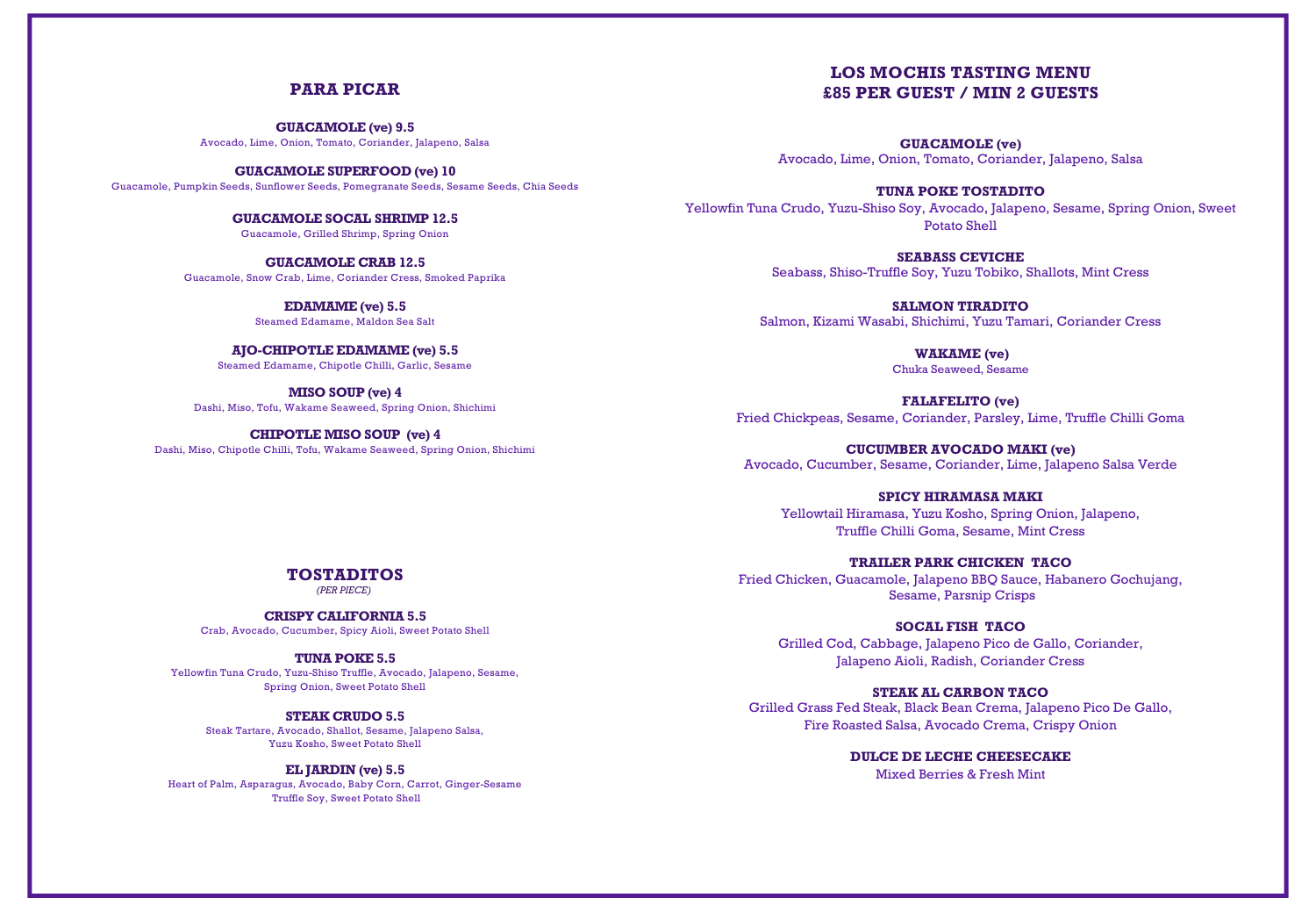## PARA PICAR

**GUACAMOLE (ve) 9.5**
Avocado, Lime, Onion, Tomato, Coriander, Jalapeno, Salsa

**GUACAMOLE SUPERFOOD (ve) 10**
Guacamole, Pumpkin Seeds, Sunflower Seeds, Pomegranate Seeds, Sesame Seeds, Chia Seeds

**GUACAMOLE SOCAL SHRIMP 12.5**
Guacamole, Grilled Shrimp, Spring Onion

**GUACAMOLE CRAB 12.5**
Guacamole, Snow Crab, Lime, Coriander Cress, Smoked Paprika

**EDAMAME (ve) 5.5**
Steamed Edamame, Maldon Sea Salt

**AJO-CHIPOTLE EDAMAME (ve) 5.5**
Steamed Edamame, Chipotle Chilli, Garlic, Sesame

**MISO SOUP (ve) 4**
Dashi, Miso, Tofu, Wakame Seaweed, Spring Onion, Shichimi

**CHIPOTLE MISO SOUP (ve) 4**
Dashi, Miso, Chipotle Chilli, Tofu, Wakame Seaweed, Spring Onion, Shichimi

## TOSTADITOS

*(PER PIECE)*

**CRISPY CALIFORNIA 5.5**
Crab, Avocado, Cucumber, Spicy Aioli, Sweet Potato Shell

**TUNA POKE 5.5**
Yellowfin Tuna Crudo, Yuzu-Shiso Truffle, Avocado, Jalapeno, Sesame, Spring Onion, Sweet Potato Shell

**STEAK CRUDO 5.5**
Steak Tartare, Avocado, Shallot, Sesame, Jalapeno Salsa, Yuzu Kosho, Sweet Potato Shell

**EL JARDIN (ve) 5.5**
Heart of Palm, Asparagus, Avocado, Baby Corn, Carrot, Ginger-Sesame Truffle Soy, Sweet Potato Shell

## LOS MOCHIS TASTING MENU
## £85 PER GUEST / MIN 2 GUESTS

**GUACAMOLE (ve)**
Avocado, Lime, Onion, Tomato, Coriander, Jalapeno, Salsa

**TUNA POKE TOSTADITO**
Yellowfin Tuna Crudo, Yuzu-Shiso Soy, Avocado, Jalapeno, Sesame, Spring Onion, Sweet Potato Shell

**SEABASS CEVICHE**
Seabass, Shiso-Truffle Soy, Yuzu Tobiko, Shallots, Mint Cress

**SALMON TIRADITO**
Salmon, Kizami Wasabi, Shichimi, Yuzu Tamari, Coriander Cress

**WAKAME (ve)**
Chuka Seaweed, Sesame

**FALAFELITO (ve)**
Fried Chickpeas, Sesame, Coriander, Parsley, Lime, Truffle Chilli Goma

**CUCUMBER AVOCADO MAKI (ve)**
Avocado, Cucumber, Sesame, Coriander, Lime, Jalapeno Salsa Verde

**SPICY HIRAMASA MAKI**
Yellowtail Hiramasa, Yuzu Kosho, Spring Onion, Jalapeno, Truffle Chilli Goma, Sesame, Mint Cress

**TRAILER PARK CHICKEN TACO**
Fried Chicken, Guacamole, Jalapeno BBQ Sauce, Habanero Gochujang, Sesame, Parsnip Crisps

**SOCAL FISH TACO**
Grilled Cod, Cabbage, Jalapeno Pico de Gallo, Coriander, Jalapeno Aioli, Radish, Coriander Cress

**STEAK AL CARBON TACO**
Grilled Grass Fed Steak, Black Bean Crema, Jalapeno Pico De Gallo, Fire Roasted Salsa, Avocado Crema, Crispy Onion

**DULCE DE LECHE CHEESECAKE**
Mixed Berries & Fresh Mint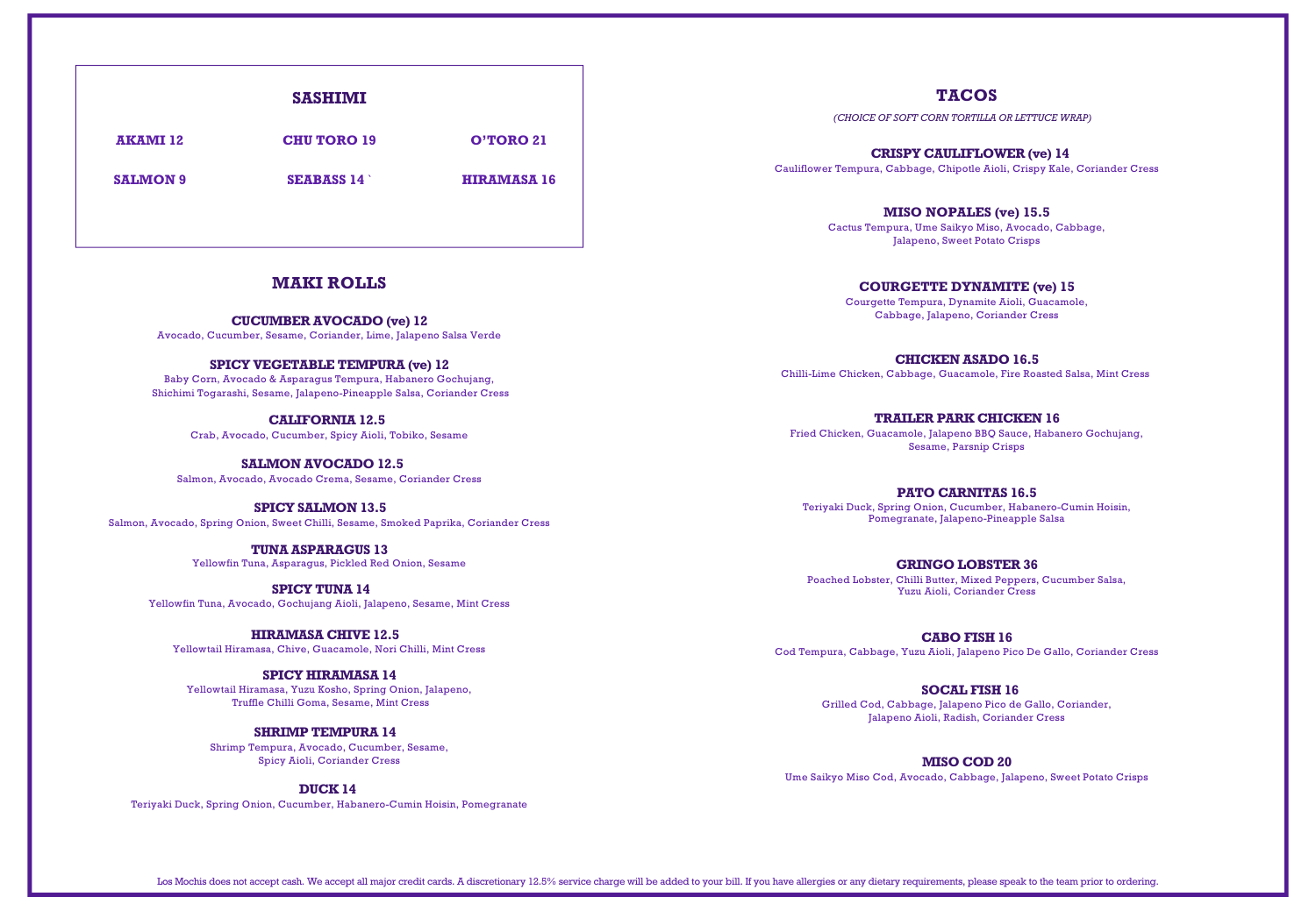## SASHIMI

| | | |
|---|---|---|
| **AKAMI 12** | **CHU TORO 19** | **O'TORO 21** |
| **SALMON 9** | **SEABASS 14 `** | **HIRAMASA 16** |

## MAKI ROLLS

**CUCUMBER AVOCADO (ve) 12**
Avocado, Cucumber, Sesame, Coriander, Lime, Jalapeno Salsa Verde

**SPICY VEGETABLE TEMPURA (ve) 12**
Baby Corn, Avocado & Asparagus Tempura, Habanero Gochujang, Shichimi Togarashi, Sesame, Jalapeno-Pineapple Salsa, Coriander Cress

**CALIFORNIA 12.5**
Crab, Avocado, Cucumber, Spicy Aioli, Tobiko, Sesame

**SALMON AVOCADO 12.5**
Salmon, Avocado, Avocado Crema, Sesame, Coriander Cress

**SPICY SALMON 13.5**
Salmon, Avocado, Spring Onion, Sweet Chilli, Sesame, Smoked Paprika, Coriander Cress

**TUNA ASPARAGUS 13**
Yellowfin Tuna, Asparagus, Pickled Red Onion, Sesame

**SPICY TUNA 14**
Yellowfin Tuna, Avocado, Gochujang Aioli, Jalapeno, Sesame, Mint Cress

**HIRAMASA CHIVE 12.5**
Yellowtail Hiramasa, Chive, Guacamole, Nori Chilli, Mint Cress

**SPICY HIRAMASA 14**
Yellowtail Hiramasa, Yuzu Kosho, Spring Onion, Jalapeno, Truffle Chilli Goma, Sesame, Mint Cress

**SHRIMP TEMPURA 14**
Shrimp Tempura, Avocado, Cucumber, Sesame, Spicy Aioli, Coriander Cress

**DUCK 14**
Teriyaki Duck, Spring Onion, Cucumber, Habanero-Cumin Hoisin, Pomegranate

## TACOS

*(CHOICE OF SOFT CORN TORTILLA OR LETTUCE WRAP)*

**CRISPY CAULIFLOWER (ve) 14**
Cauliflower Tempura, Cabbage, Chipotle Aioli, Crispy Kale, Coriander Cress

**MISO NOPALES (ve) 15.5**
Cactus Tempura, Ume Saikyo Miso, Avocado, Cabbage, Jalapeno, Sweet Potato Crisps

**COURGETTE DYNAMITE (ve) 15**
Courgette Tempura, Dynamite Aioli, Guacamole, Cabbage, Jalapeno, Coriander Cress

**CHICKEN ASADO 16.5**
Chilli-Lime Chicken, Cabbage, Guacamole, Fire Roasted Salsa, Mint Cress

**TRAILER PARK CHICKEN 16**
Fried Chicken, Guacamole, Jalapeno BBQ Sauce, Habanero Gochujang, Sesame, Parsnip Crisps

**PATO CARNITAS 16.5**
Teriyaki Duck, Spring Onion, Cucumber, Habanero-Cumin Hoisin, Pomegranate, Jalapeno-Pineapple Salsa

**GRINGO LOBSTER 36**
Poached Lobster, Chilli Butter, Mixed Peppers, Cucumber Salsa, Yuzu Aioli, Coriander Cress

**CABO FISH 16**
Cod Tempura, Cabbage, Yuzu Aioli, Jalapeno Pico De Gallo, Coriander Cress

**SOCAL FISH 16**
Grilled Cod, Cabbage, Jalapeno Pico de Gallo, Coriander, Jalapeno Aioli, Radish, Coriander Cress

**MISO COD 20**
Ume Saikyo Miso Cod, Avocado, Cabbage, Jalapeno, Sweet Potato Crisps

Los Mochis does not accept cash. We accept all major credit cards. A discretionary 12.5% service charge will be added to your bill. If you have allergies or any dietary requirements, please speak to the team prior to ordering.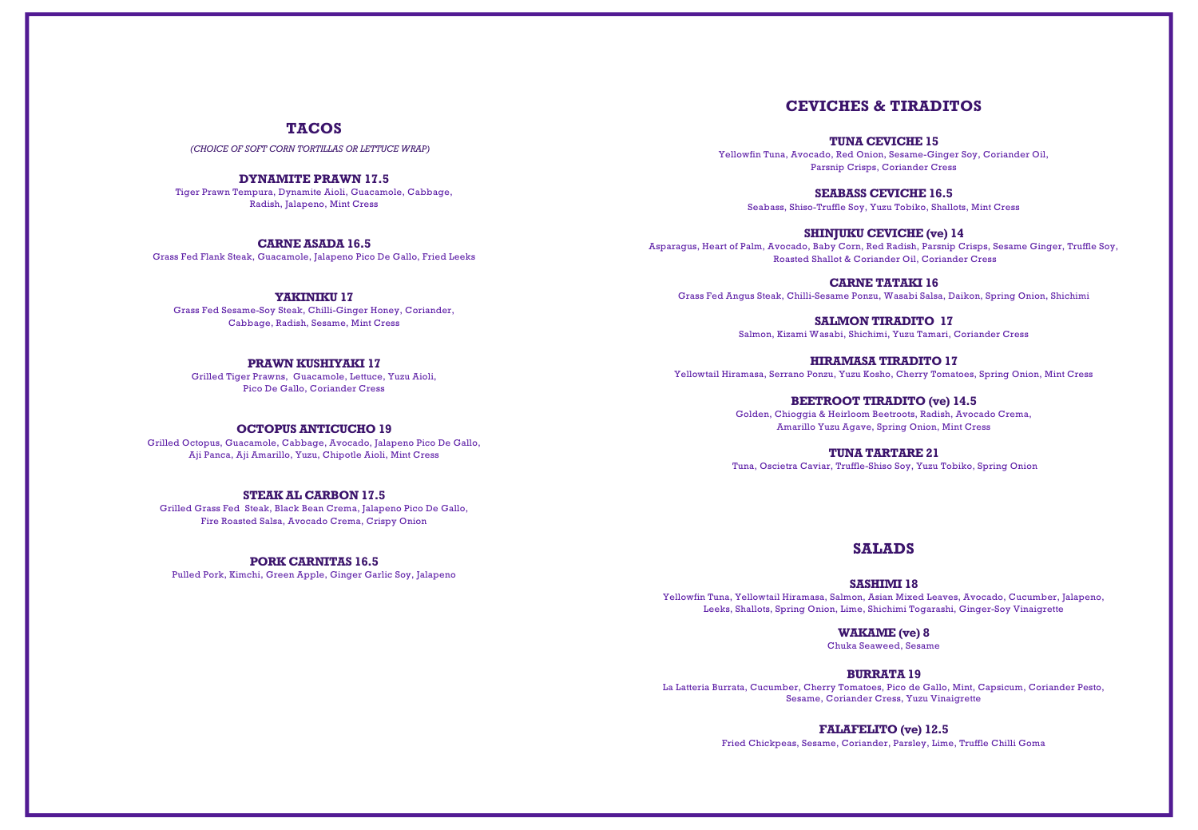## TACOS

*(CHOICE OF SOFT CORN TORTILLAS OR LETTUCE WRAP)*

**DYNAMITE PRAWN 17.5**
Tiger Prawn Tempura, Dynamite Aioli, Guacamole, Cabbage, Radish, Jalapeno, Mint Cress

**CARNE ASADA 16.5**
Grass Fed Flank Steak, Guacamole, Jalapeno Pico De Gallo, Fried Leeks

**YAKINIKU 17**
Grass Fed Sesame-Soy Steak, Chilli-Ginger Honey, Coriander, Cabbage, Radish, Sesame, Mint Cress

**PRAWN KUSHIYAKI 17**
Grilled Tiger Prawns, Guacamole, Lettuce, Yuzu Aioli, Pico De Gallo, Coriander Cress

**OCTOPUS ANTICUCHO 19**
Grilled Octopus, Guacamole, Cabbage, Avocado, Jalapeno Pico De Gallo, Aji Panca, Aji Amarillo, Yuzu, Chipotle Aioli, Mint Cress

**STEAK AL CARBON 17.5**
Grilled Grass Fed Steak, Black Bean Crema, Jalapeno Pico De Gallo, Fire Roasted Salsa, Avocado Crema, Crispy Onion

**PORK CARNITAS 16.5**
Pulled Pork, Kimchi, Green Apple, Ginger Garlic Soy, Jalapeno

## CEVICHES & TIRADITOS

**TUNA CEVICHE 15**
Yellowfin Tuna, Avocado, Red Onion, Sesame-Ginger Soy, Coriander Oil, Parsnip Crisps, Coriander Cress

**SEABASS CEVICHE 16.5**
Seabass, Shiso-Truffle Soy, Yuzu Tobiko, Shallots, Mint Cress

**SHINJUKU CEVICHE (ve) 14**
Asparagus, Heart of Palm, Avocado, Baby Corn, Red Radish, Parsnip Crisps, Sesame Ginger, Truffle Soy, Roasted Shallot & Coriander Oil, Coriander Cress

**CARNE TATAKI 16**
Grass Fed Angus Steak, Chilli-Sesame Ponzu, Wasabi Salsa, Daikon, Spring Onion, Shichimi

**SALMON TIRADITO 17**
Salmon, Kizami Wasabi, Shichimi, Yuzu Tamari, Coriander Cress

**HIRAMASA TIRADITO 17**
Yellowtail Hiramasa, Serrano Ponzu, Yuzu Kosho, Cherry Tomatoes, Spring Onion, Mint Cress

**BEETROOT TIRADITO (ve) 14.5**
Golden, Chioggia & Heirloom Beetroots, Radish, Avocado Crema, Amarillo Yuzu Agave, Spring Onion, Mint Cress

**TUNA TARTARE 21**
Tuna, Oscietra Caviar, Truffle-Shiso Soy, Yuzu Tobiko, Spring Onion

## SALADS

**SASHIMI 18**
Yellowfin Tuna, Yellowtail Hiramasa, Salmon, Asian Mixed Leaves, Avocado, Cucumber, Jalapeno, Leeks, Shallots, Spring Onion, Lime, Shichimi Togarashi, Ginger-Soy Vinaigrette

**WAKAME (ve) 8**
Chuka Seaweed, Sesame

**BURRATA 19**
La Latteria Burrata, Cucumber, Cherry Tomatoes, Pico de Gallo, Mint, Capsicum, Coriander Pesto, Sesame, Coriander Cress, Yuzu Vinaigrette

**FALAFELITO (ve) 12.5**
Fried Chickpeas, Sesame, Coriander, Parsley, Lime, Truffle Chilli Goma